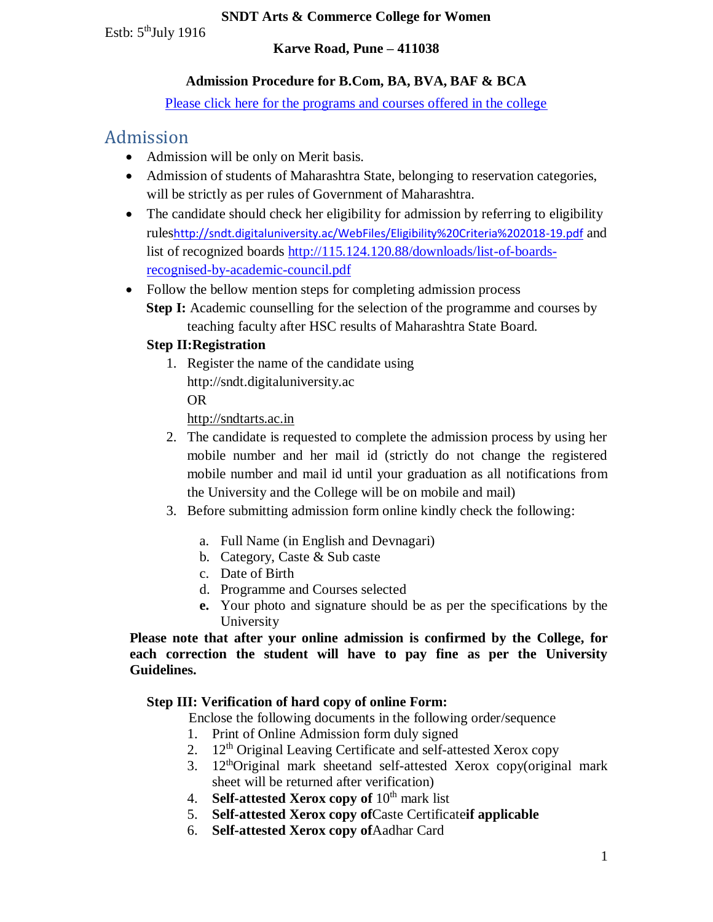**SNDT Arts & Commerce College for Women**

Estb: 5th July 1916

**Karve Road, Pune – 411038**

**Admission Procedure for B.Com, BA, BVA, BAF & BCA**

Please click here for the programs and courses offered in the college

## Admission

- Admission will be only on Merit basis.
- Admission of students of Maharashtra State, belonging to reservation categories, will be strictly as per rules of Government of Maharashtra.
- The candidate should check her eligibility for admission by referring to eligibility ruleshttp://sndt.digitaluniversity.ac/WebFiles/Eligibility%20Criteria%202018-19.pdf and list of recognized boards http://115.124.120.88/downloads/list-of-boards-recognised-by-academic-council.pdf
- Follow the bellow mention steps for completing admission process

  **Step I:** Academic counselling for the selection of the programme and courses by teaching faculty after HSC results of Maharashtra State Board.

  **Step II:Registration**

  1. Register the name of the candidate using http://sndt.digitaluniversity.ac
     OR
     http://sndtarts.ac.in
  2. The candidate is requested to complete the admission process by using her mobile number and her mail id (strictly do not change the registered mobile number and mail id until your graduation as all notifications from the University and the College will be on mobile and mail)
  3. Before submitting admission form online kindly check the following:
     a. Full Name (in English and Devnagari)
     b. Category, Caste & Sub caste
     c. Date of Birth
     d. Programme and Courses selected
     **e.** Your photo and signature should be as per the specifications by the University

**Please note that after your online admission is confirmed by the College, for each correction the student will have to pay fine as per the University Guidelines.**

**Step III: Verification of hard copy of online Form:**

Enclose the following documents in the following order/sequence

1. Print of Online Admission form duly signed
2. 12th Original Leaving Certificate and self-attested Xerox copy
3. 12thOriginal mark sheetand self-attested Xerox copy(original mark sheet will be returned after verification)
4. **Self-attested Xerox copy of** 10th mark list
5. **Self-attested Xerox copy of**Caste Certificate**if applicable**
6. **Self-attested Xerox copy of**Aadhar Card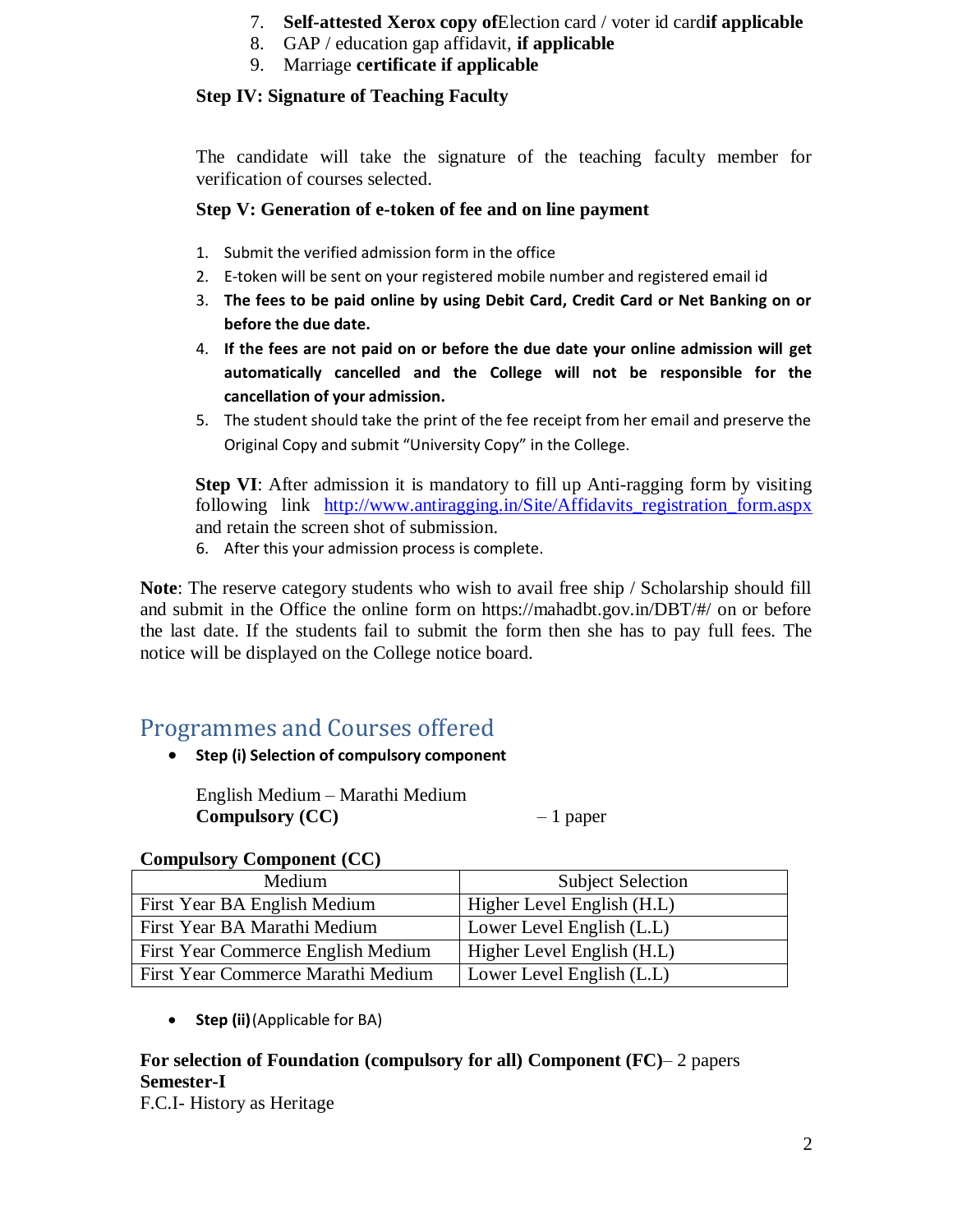7. **Self-attested Xerox copy of** Election card / voter id card **if applicable**
8. GAP / education gap affidavit, **if applicable**
9. Marriage **certificate if applicable**

**Step IV: Signature of Teaching Faculty**

The candidate will take the signature of the teaching faculty member for verification of courses selected.

**Step V: Generation of e-token of fee and on line payment**

1. Submit the verified admission form in the office
2. E-token will be sent on your registered mobile number and registered email id
3. **The fees to be paid online by using Debit Card, Credit Card or Net Banking on or before the due date.**
4. **If the fees are not paid on or before the due date your online admission will get automatically cancelled and the College will not be responsible for the cancellation of your admission.**
5. The student should take the print of the fee receipt from her email and preserve the Original Copy and submit "University Copy" in the College.

**Step VI**: After admission it is mandatory to fill up Anti-ragging form by visiting following link http://www.antiragging.in/Site/Affidavits_registration_form.aspx and retain the screen shot of submission.

6. After this your admission process is complete.

**Note**: The reserve category students who wish to avail free ship / Scholarship should fill and submit in the Office the online form on https://mahadbt.gov.in/DBT/#/ on or before the last date. If the students fail to submit the form then she has to pay full fees. The notice will be displayed on the College notice board.

## Programmes and Courses offered

- **Step (i) Selection of compulsory component**

English Medium – Marathi Medium
**Compulsory (CC)** – 1 paper

**Compulsory Component (CC)**

| Medium | Subject Selection |
|---|---|
| First Year BA English Medium | Higher Level English (H.L) |
| First Year BA Marathi Medium | Lower Level English (L.L) |
| First Year Commerce English Medium | Higher Level English (H.L) |
| First Year Commerce Marathi Medium | Lower Level English (L.L) |

- **Step (ii)** (Applicable for BA)

**For selection of Foundation (compulsory for all) Component (FC)**– 2 papers
**Semester-I**
F.C.I- History as Heritage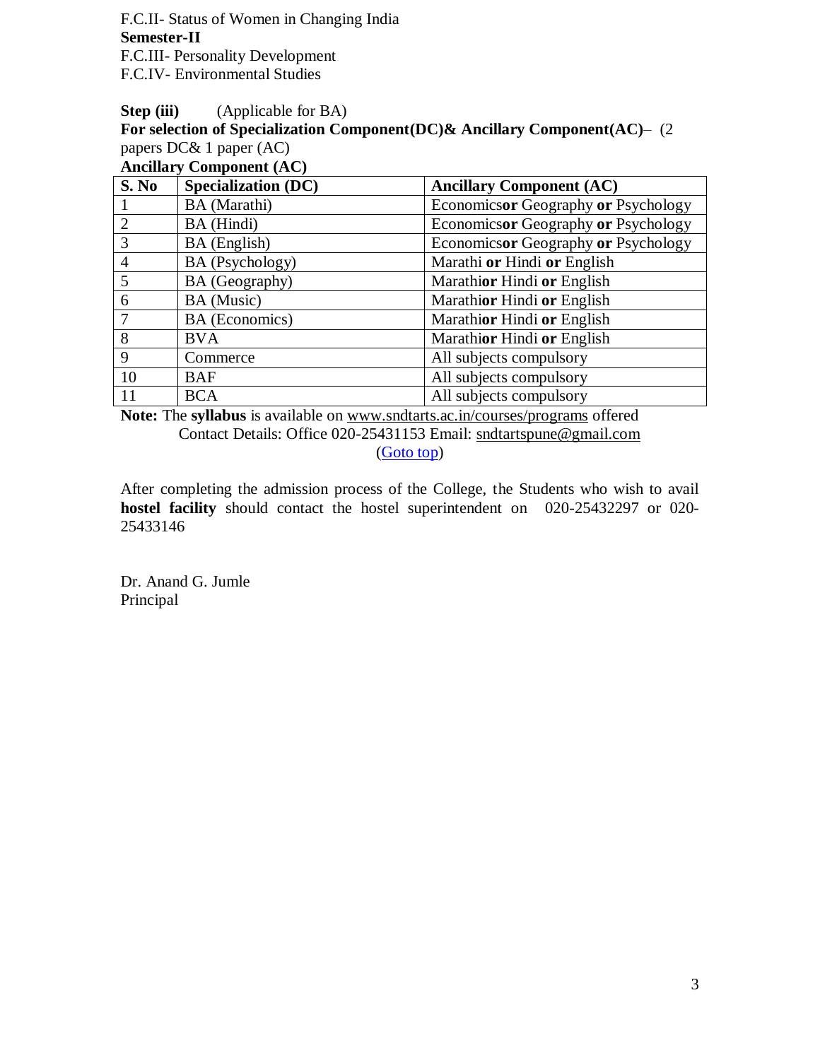F.C.II- Status of Women in Changing India

**Semester-II**

F.C.III- Personality Development

F.C.IV- Environmental Studies

**Step (iii)** (Applicable for BA)

**For selection of Specialization Component(DC)& Ancillary Component(AC)**– (2 papers DC& 1 paper (AC)

**Ancillary Component (AC)**

| S. No | Specialization (DC) | Ancillary Component (AC) |
|---|---|---|
| 1 | BA (Marathi) | Economics**or** Geography **or** Psychology |
| 2 | BA (Hindi) | Economics**or** Geography **or** Psychology |
| 3 | BA (English) | Economics**or** Geography **or** Psychology |
| 4 | BA (Psychology) | Marathi **or** Hindi **or** English |
| 5 | BA (Geography) | Marathi**or** Hindi **or** English |
| 6 | BA (Music) | Marathi**or** Hindi **or** English |
| 7 | BA (Economics) | Marathi**or** Hindi **or** English |
| 8 | BVA | Marathi**or** Hindi **or** English |
| 9 | Commerce | All subjects compulsory |
| 10 | BAF | All subjects compulsory |
| 11 | BCA | All subjects compulsory |

**Note:** The **syllabus** is available on www.sndtarts.ac.in/courses/programs offered

Contact Details: Office 020-25431153 Email: sndtartspune@gmail.com

(Goto top)

After completing the admission process of the College, the Students who wish to avail **hostel facility** should contact the hostel superintendent on 020-25432297 or 020-25433146

Dr. Anand G. Jumle

Principal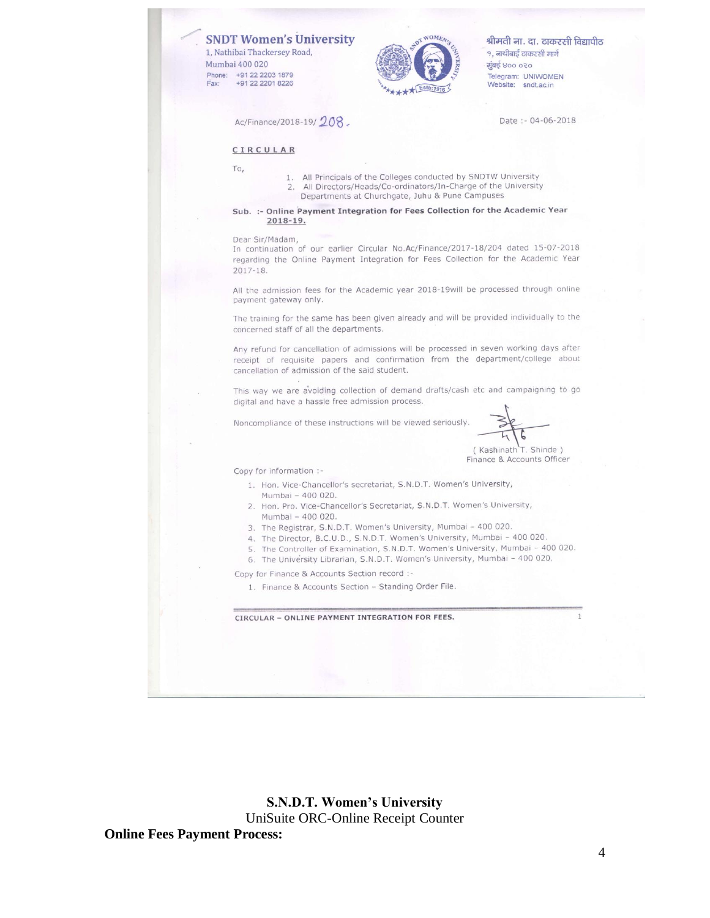SNDT Women's University
1, Nathibai Thackersey Road,
Mumbai 400 020
Phone: +91 22 2203 1879
Fax: +91 22 2201 8226

श्रीमती ना. दा. ठाकरसी विद्यापीठ
१, नाथीबाई ठाकरसी मार्ग
मुंबई ४०० ०२०
Telegram: UNIWOMEN
Website: sndt.ac.in

Ac/Finance/2018-19/ 208.

Date :- 04-06-2018

**CIRCULAR**

To,

1. All Principals of the Colleges conducted by SNDTW University
2. All Directors/Heads/Co-ordinators/In-Charge of the University Departments at Churchgate, Juhu & Pune Campuses

**Sub. :- Online Payment Integration for Fees Collection for the Academic Year 2018-19.**

Dear Sir/Madam,
In continuation of our earlier Circular No.Ac/Finance/2017-18/204 dated 15-07-2018 regarding the Online Payment Integration for Fees Collection for the Academic Year 2017-18.

All the admission fees for the Academic year 2018-19will be processed through online payment gateway only.

The training for the same has been given already and will be provided individually to the concerned staff of all the departments.

Any refund for cancellation of admissions will be processed in seven working days after receipt of requisite papers and confirmation from the department/college about cancellation of admission of the said student.

This way we are avoiding collection of demand drafts/cash etc and campaigning to go digital and have a hassle free admission process.

Noncompliance of these instructions will be viewed seriously.

( Kashinath T. Shinde )
Finance & Accounts Officer

Copy for information :-

1. Hon. Vice-Chancellor's secretariat, S.N.D.T. Women's University, Mumbai – 400 020.
2. Hon. Pro. Vice-Chancellor's Secretariat, S.N.D.T. Women's University, Mumbai – 400 020.
3. The Registrar, S.N.D.T. Women's University, Mumbai – 400 020.
4. The Director, B.C.U.D., S.N.D.T. Women's University, Mumbai – 400 020.
5. The Controller of Examination, S.N.D.T. Women's University, Mumbai – 400 020.
6. The University Librarian, S.N.D.T. Women's University, Mumbai – 400 020.

Copy for Finance & Accounts Section record :-

1. Finance & Accounts Section – Standing Order File.

CIRCULAR – ONLINE PAYMENT INTEGRATION FOR FEES.

**S.N.D.T. Women's University**

UniSuite ORC-Online Receipt Counter

**Online Fees Payment Process:**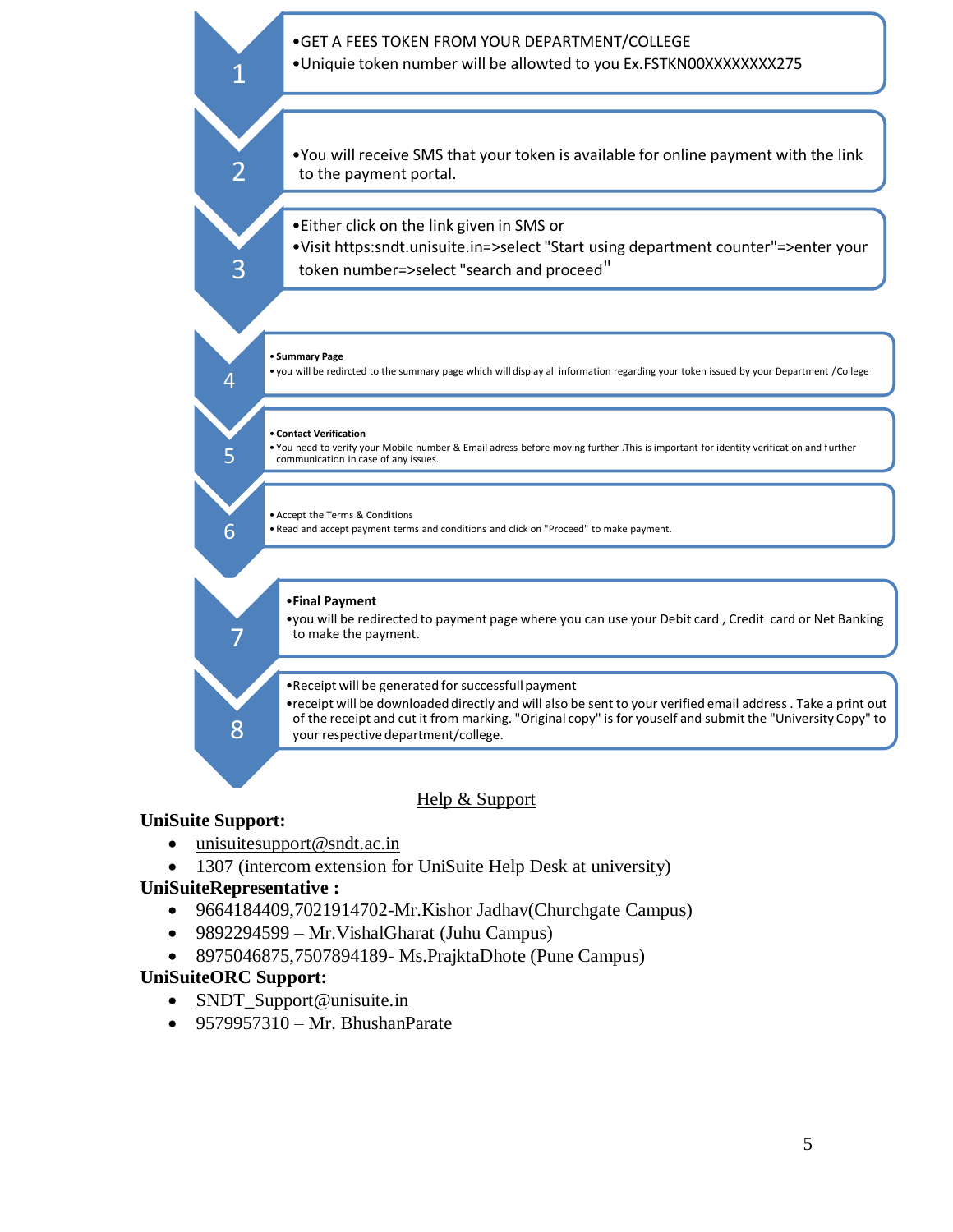1

- GET A FEES TOKEN FROM YOUR DEPARTMENT/COLLEGE
- Uniquie token number will be allowted to you Ex.FSTKN00XXXXXXXX275

2

- You will receive SMS that your token is available for online payment with the link to the payment portal.

3

- Either click on the link given in SMS or
- Visit https:sndt.unisuite.in=>select "Start using department counter"=>enter your token number=>select "search and proceed"

4

- **Summary Page**
- you will be redircted to the summary page which will display all information regarding your token issued by your Department /College

5

- **Contact Verification**
- You need to verify your Mobile number & Email adress before moving further .This is important for identity verification and further communication in case of any issues.

6

- Accept the Terms & Conditions
- Read and accept payment terms and conditions and click on "Proceed" to make payment.

7

- **Final Payment**
- you will be redirected to payment page where you can use your Debit card , Credit card or Net Banking to make the payment.

8

- Receipt will be generated for successfull payment
- receipt will be downloaded directly and will also be sent to your verified email address . Take a print out of the receipt and cut it from marking. "Original copy" is for youself and submit the "University Copy" to your respective department/college.

## Help & Support

**UniSuite Support:**

- unisuitesupport@sndt.ac.in
- 1307 (intercom extension for UniSuite Help Desk at university)

**UniSuiteRepresentative :**

- 9664184409,7021914702-Mr.Kishor Jadhav(Churchgate Campus)
- 9892294599 – Mr.VishalGharat (Juhu Campus)
- 8975046875,7507894189- Ms.PrajktaDhote (Pune Campus)

**UniSuiteORC Support:**

- SNDT_Support@unisuite.in
- 9579957310 – Mr. BhushanParate